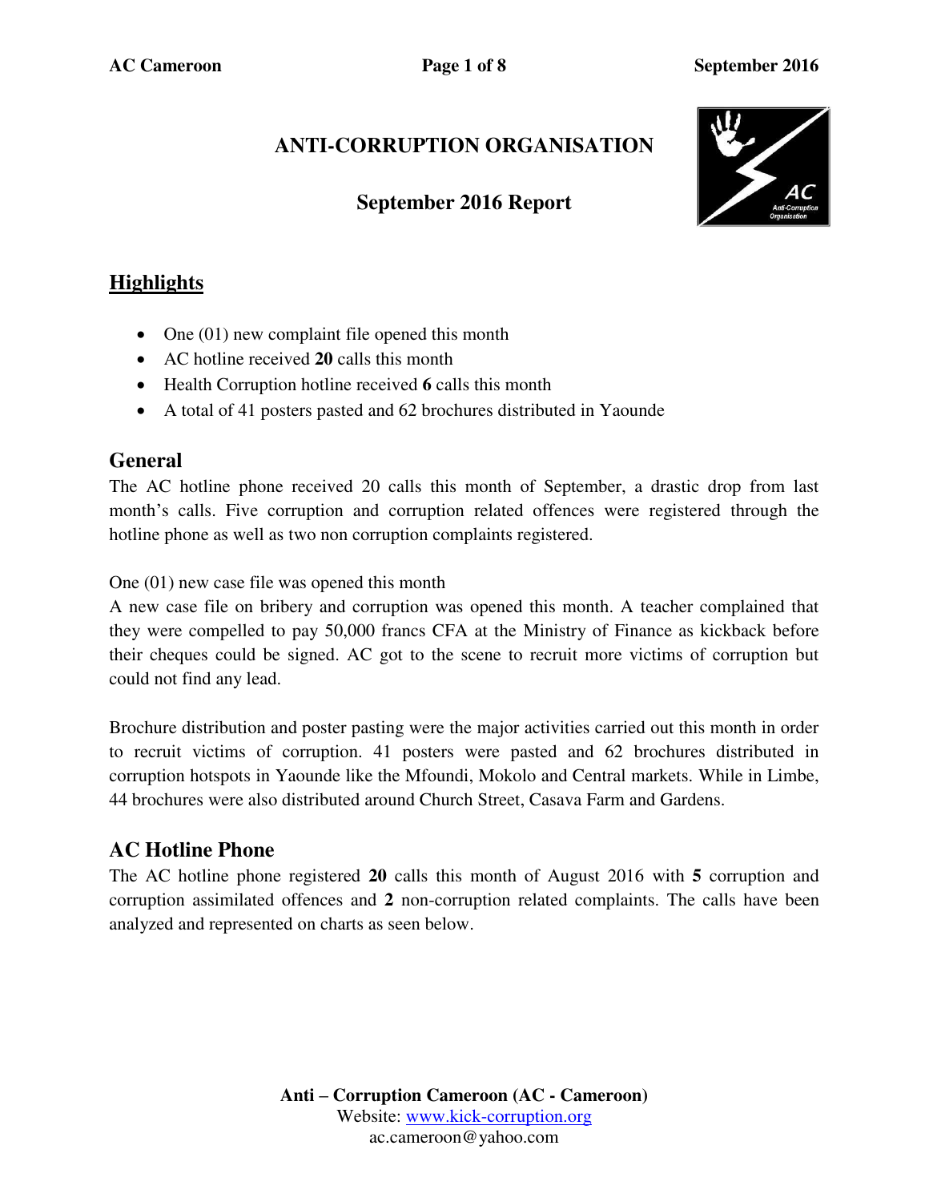# ANTI-CORRUPTION ORGANISATION

## September 2016 Report

## Highlights

- One (01) new complaint file opened this month
- AC hotline received **20** calls this month
- Health Corruption hotline received **6** calls this month
- A total of 41 posters pasted and 62 brochures distributed in Yaounde

## General

The AC hotline phone received 20 calls this month of September, a drastic drop from last month's calls. Five corruption and corruption related offences were registered through the hotline phone as well as two non corruption complaints registered.

One (01) new case file was opened this month

A new case file on bribery and corruption was opened this month. A teacher complained that they were compelled to pay 50,000 francs CFA at the Ministry of Finance as kickback before their cheques could be signed. AC got to the scene to recruit more victims of corruption but could not find any lead.

Brochure distribution and poster pasting were the major activities carried out this month in order to recruit victims of corruption. 41 posters were pasted and 62 brochures distributed in corruption hotspots in Yaounde like the Mfoundi, Mokolo and Central markets. While in Limbe, 44 brochures were also distributed around Church Street, Casava Farm and Gardens.

## AC Hotline Phone

The AC hotline phone registered **20** calls this month of August 2016 with **5** corruption and corruption assimilated offences and **2** non-corruption related complaints. The calls have been analyzed and represented on charts as seen below.

**Anti – Corruption Cameroon (AC - Cameroon)**
Website: www.kick-corruption.org
ac.cameroon@yahoo.com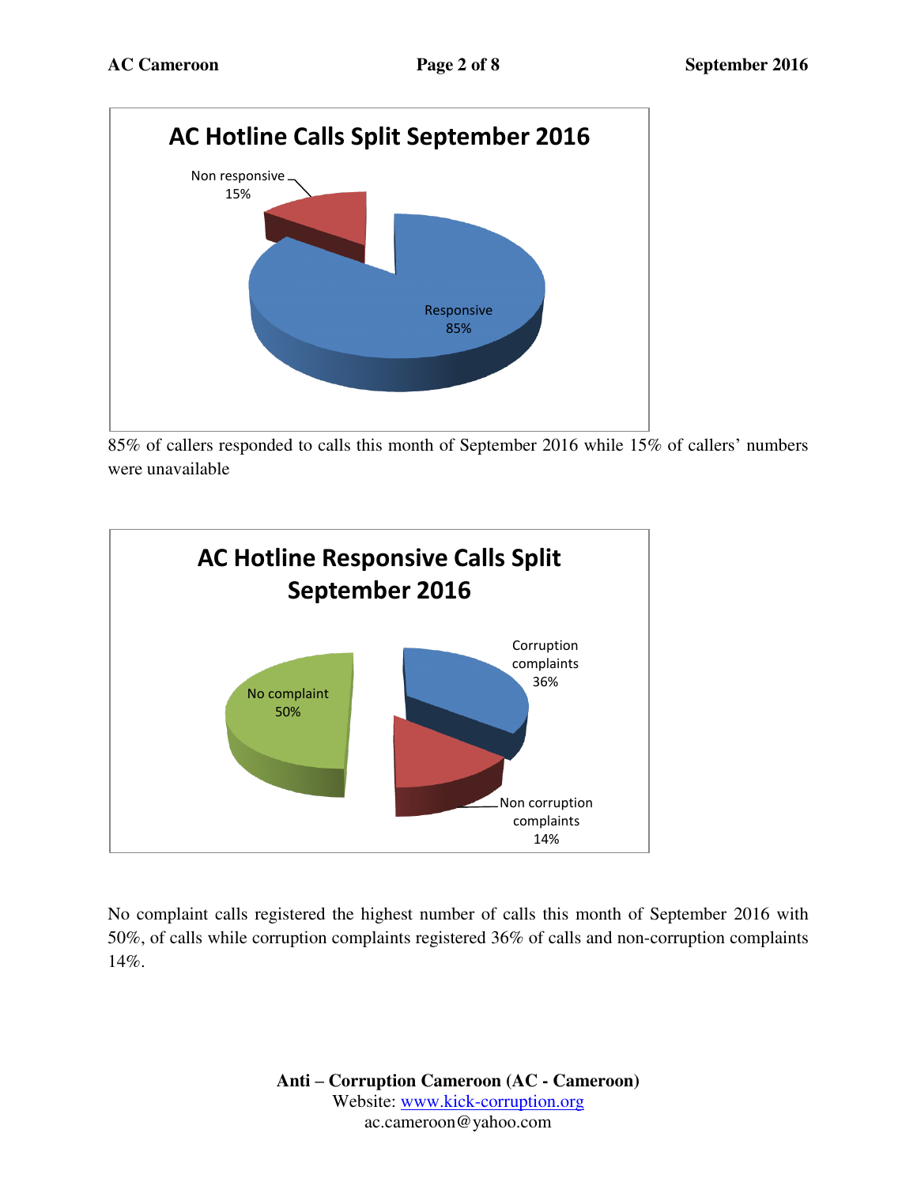**AC Hotline Calls Split September 2016**

Non responsive 15%

Responsive 85%

85% of callers responded to calls this month of September 2016 while 15% of callers' numbers were unavailable

**AC Hotline Responsive Calls Split September 2016**

No complaint 50%

Corruption complaints 36%

Non corruption complaints 14%

No complaint calls registered the highest number of calls this month of September 2016 with 50%, of calls while corruption complaints registered 36% of calls and non-corruption complaints 14%.

**Anti – Corruption Cameroon (AC - Cameroon)**
Website: www.kick-corruption.org
ac.cameroon@yahoo.com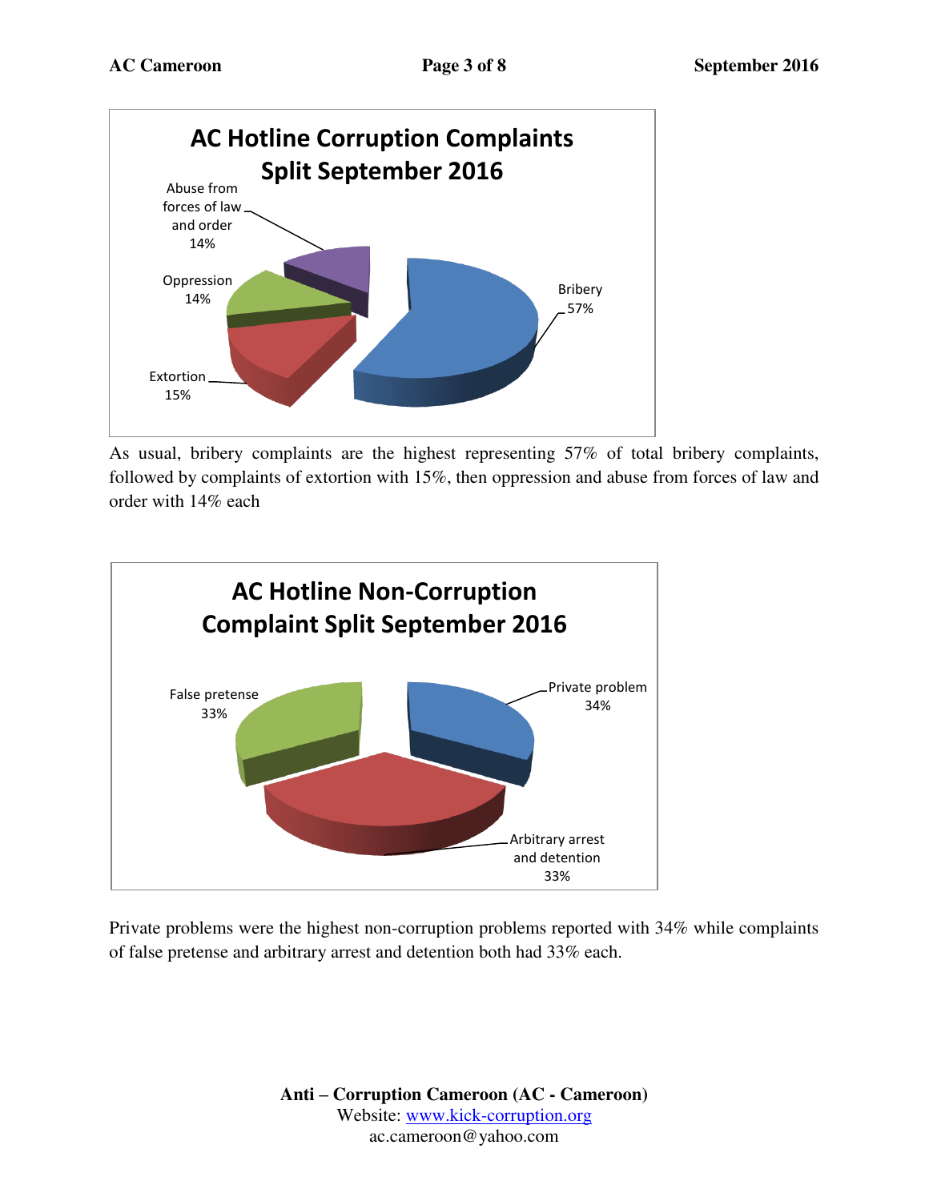**AC Hotline Corruption Complaints Split September 2016**

| Category | Percentage |
| --- | --- |
| Bribery | 57% |
| Extortion | 15% |
| Oppression | 14% |
| Abuse from forces of law and order | 14% |

As usual, bribery complaints are the highest representing 57% of total bribery complaints, followed by complaints of extortion with 15%, then oppression and abuse from forces of law and order with 14% each

**AC Hotline Non-Corruption Complaint Split September 2016**

| Category | Percentage |
| --- | --- |
| Private problem | 34% |
| Arbitrary arrest and detention | 33% |
| False pretense | 33% |

Private problems were the highest non-corruption problems reported with 34% while complaints of false pretense and arbitrary arrest and detention both had 33% each.

**Anti – Corruption Cameroon (AC - Cameroon)**
Website: www.kick-corruption.org
ac.cameroon@yahoo.com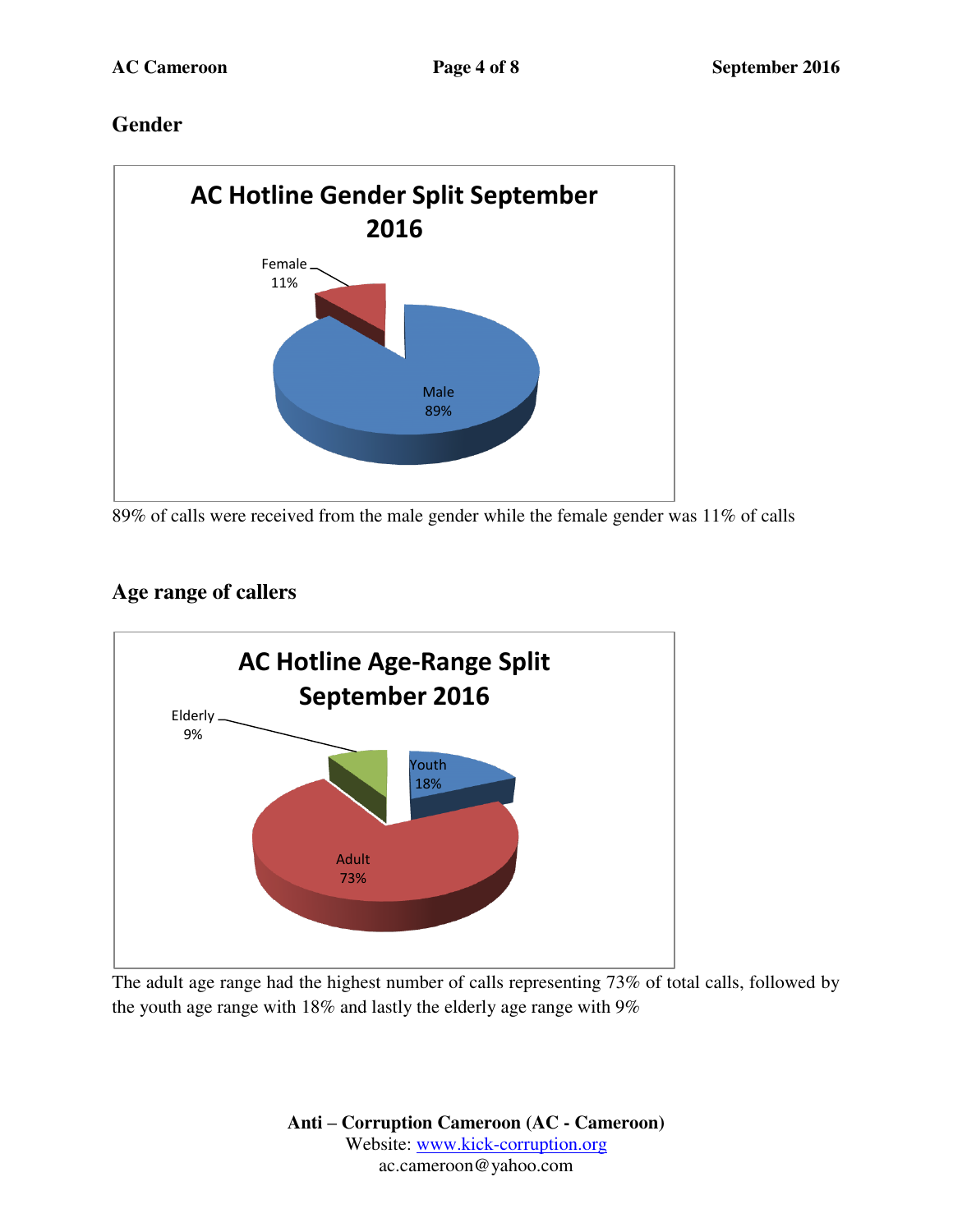## Gender

**AC Hotline Gender Split September 2016**

Female 11%

Male 89%

89% of calls were received from the male gender while the female gender was 11% of calls

## Age range of callers

**AC Hotline Age-Range Split September 2016**

Elderly 9%

Youth 18%

Adult 73%

The adult age range had the highest number of calls representing 73% of total calls, followed by the youth age range with 18% and lastly the elderly age range with 9%

**Anti – Corruption Cameroon (AC - Cameroon)**
Website: www.kick-corruption.org
ac.cameroon@yahoo.com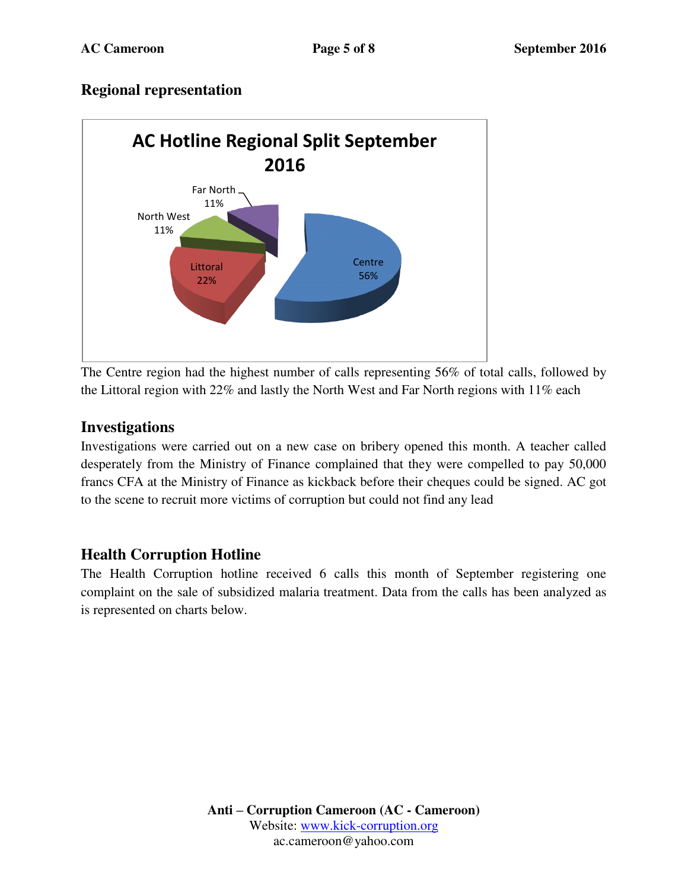## Regional representation

**AC Hotline Regional Split September 2016**

Far North 11%

North West 11%

Littoral 22%

Centre 56%

The Centre region had the highest number of calls representing 56% of total calls, followed by the Littoral region with 22% and lastly the North West and Far North regions with 11% each

## Investigations

Investigations were carried out on a new case on bribery opened this month. A teacher called desperately from the Ministry of Finance complained that they were compelled to pay 50,000 francs CFA at the Ministry of Finance as kickback before their cheques could be signed. AC got to the scene to recruit more victims of corruption but could not find any lead

## Health Corruption Hotline

The Health Corruption hotline received 6 calls this month of September registering one complaint on the sale of subsidized malaria treatment. Data from the calls has been analyzed as is represented on charts below.

**Anti – Corruption Cameroon (AC - Cameroon)**
Website: www.kick-corruption.org
ac.cameroon@yahoo.com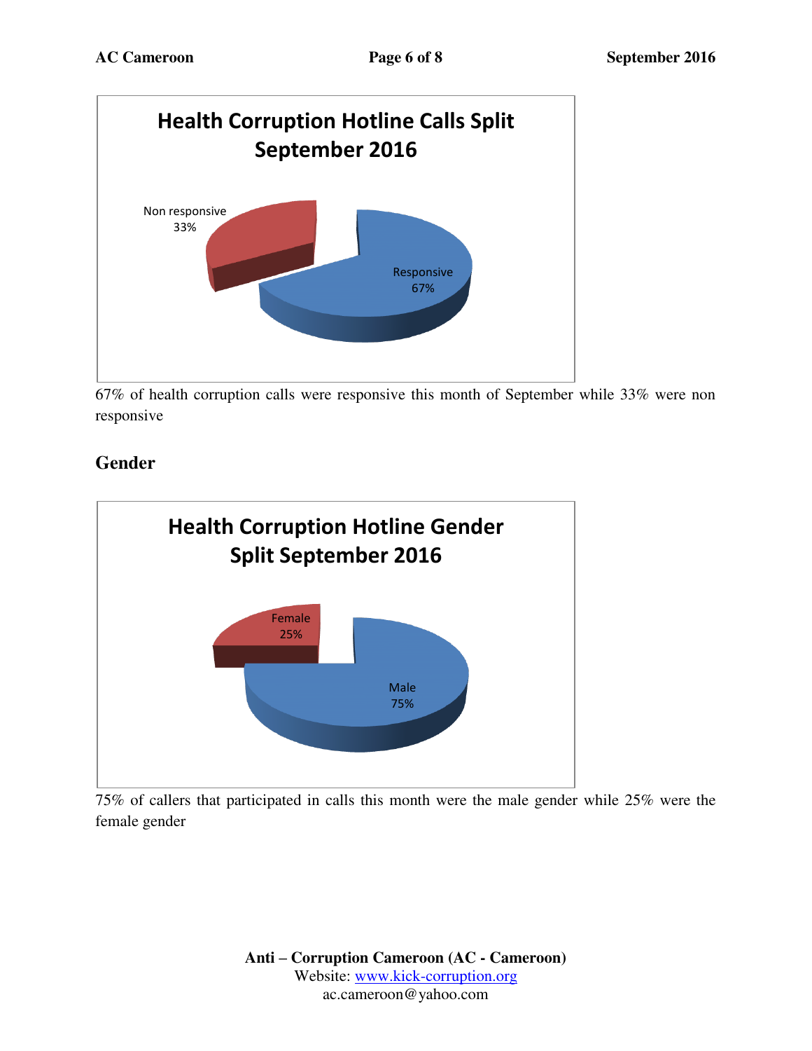**Health Corruption Hotline Calls Split September 2016**

| Category | Percentage |
|---|---|
| Non responsive | 33% |
| Responsive | 67% |

67% of health corruption calls were responsive this month of September while 33% were non responsive

## Gender

**Health Corruption Hotline Gender Split September 2016**

| Category | Percentage |
|---|---|
| Female | 25% |
| Male | 75% |

75% of callers that participated in calls this month were the male gender while 25% were the female gender

**Anti – Corruption Cameroon (AC - Cameroon)**
Website: www.kick-corruption.org
ac.cameroon@yahoo.com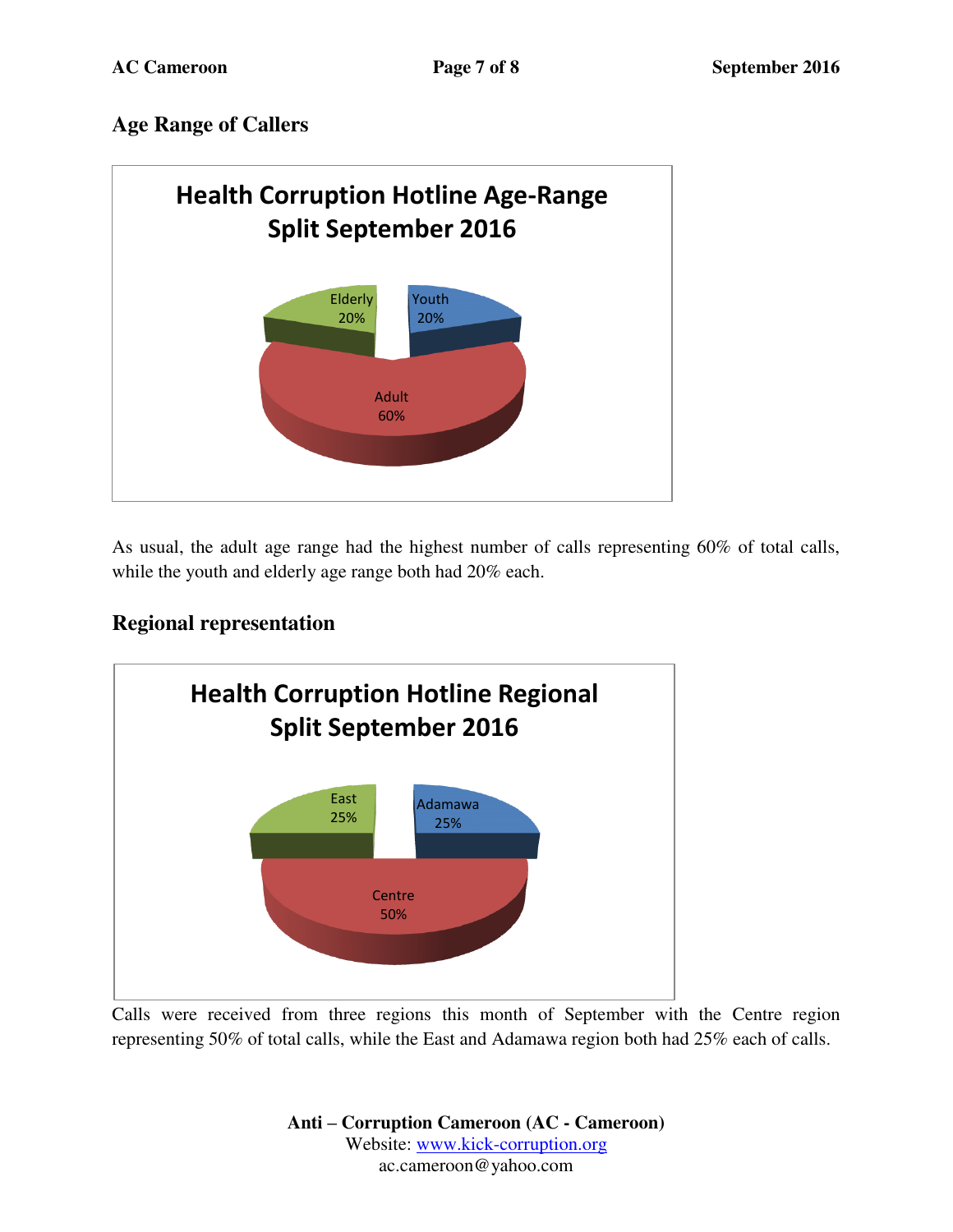### Age Range of Callers

**Health Corruption Hotline Age-Range Split September 2016**

Elderly 20%
Youth 20%
Adult 60%

As usual, the adult age range had the highest number of calls representing 60% of total calls, while the youth and elderly age range both had 20% each.

### Regional representation

**Health Corruption Hotline Regional Split September 2016**

East 25%
Adamawa 25%
Centre 50%

Calls were received from three regions this month of September with the Centre region representing 50% of total calls, while the East and Adamawa region both had 25% each of calls.

**Anti – Corruption Cameroon (AC - Cameroon)**
Website: [www.kick-corruption.org](http://www.kick-corruption.org)
ac.cameroon@yahoo.com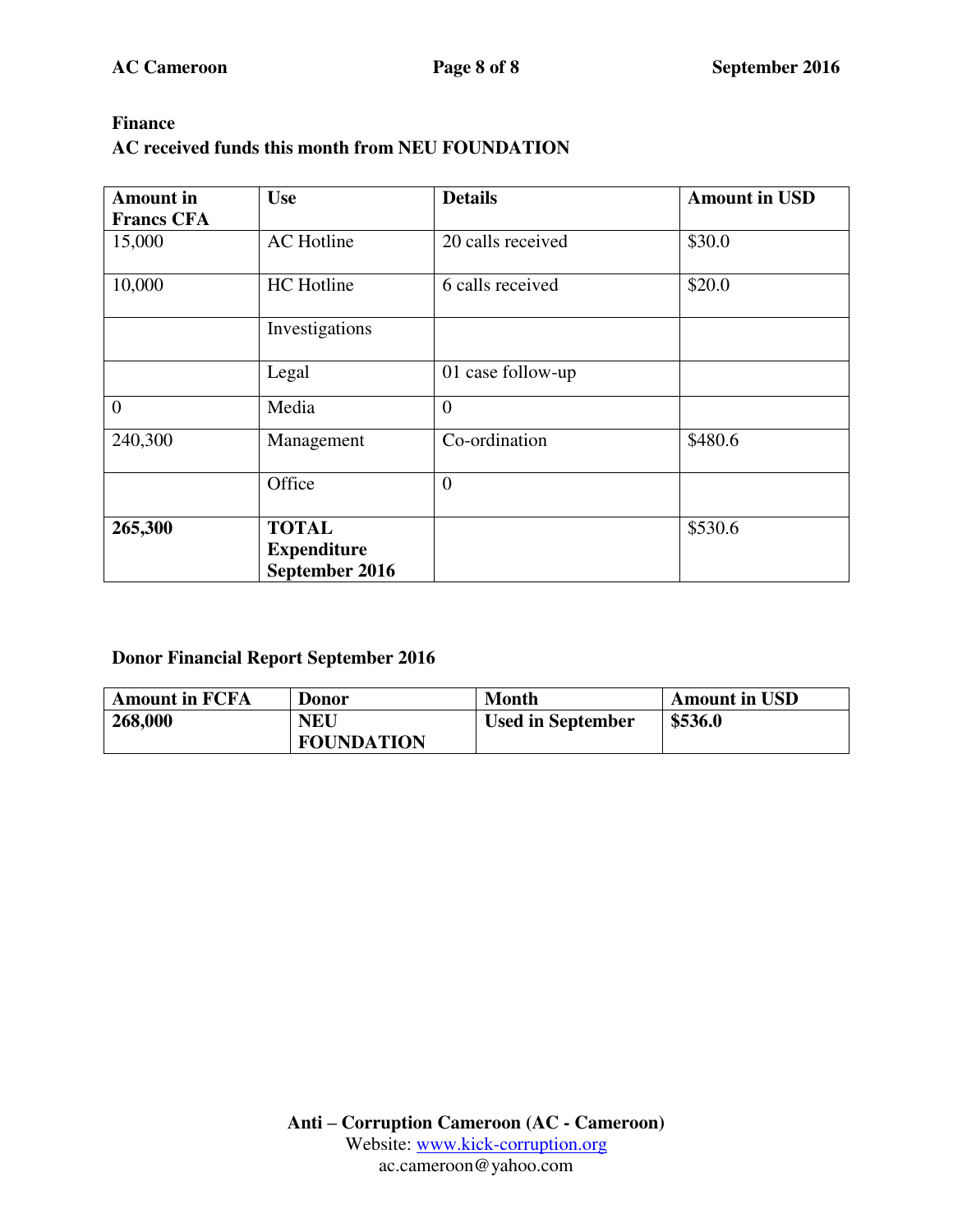**Finance**

**AC received funds this month from NEU FOUNDATION**

| Amount in Francs CFA | Use | Details | Amount in USD |
|---|---|---|---|
| 15,000 | AC Hotline | 20 calls received | $30.0 |
| 10,000 | HC Hotline | 6 calls received | $20.0 |
| | Investigations | | |
| | Legal | 01 case follow-up | |
| 0 | Media | 0 | |
| 240,300 | Management | Co-ordination | $480.6 |
| | Office | 0 | |
| **265,300** | **TOTAL Expenditure September 2016** | | $530.6 |

**Donor Financial Report September 2016**

| Amount in FCFA | Donor | Month | Amount in USD |
|---|---|---|---|
| **268,000** | **NEU FOUNDATION** | **Used in September** | **$536.0** |

**Anti – Corruption Cameroon (AC - Cameroon)**
Website: www.kick-corruption.org
ac.cameroon@yahoo.com